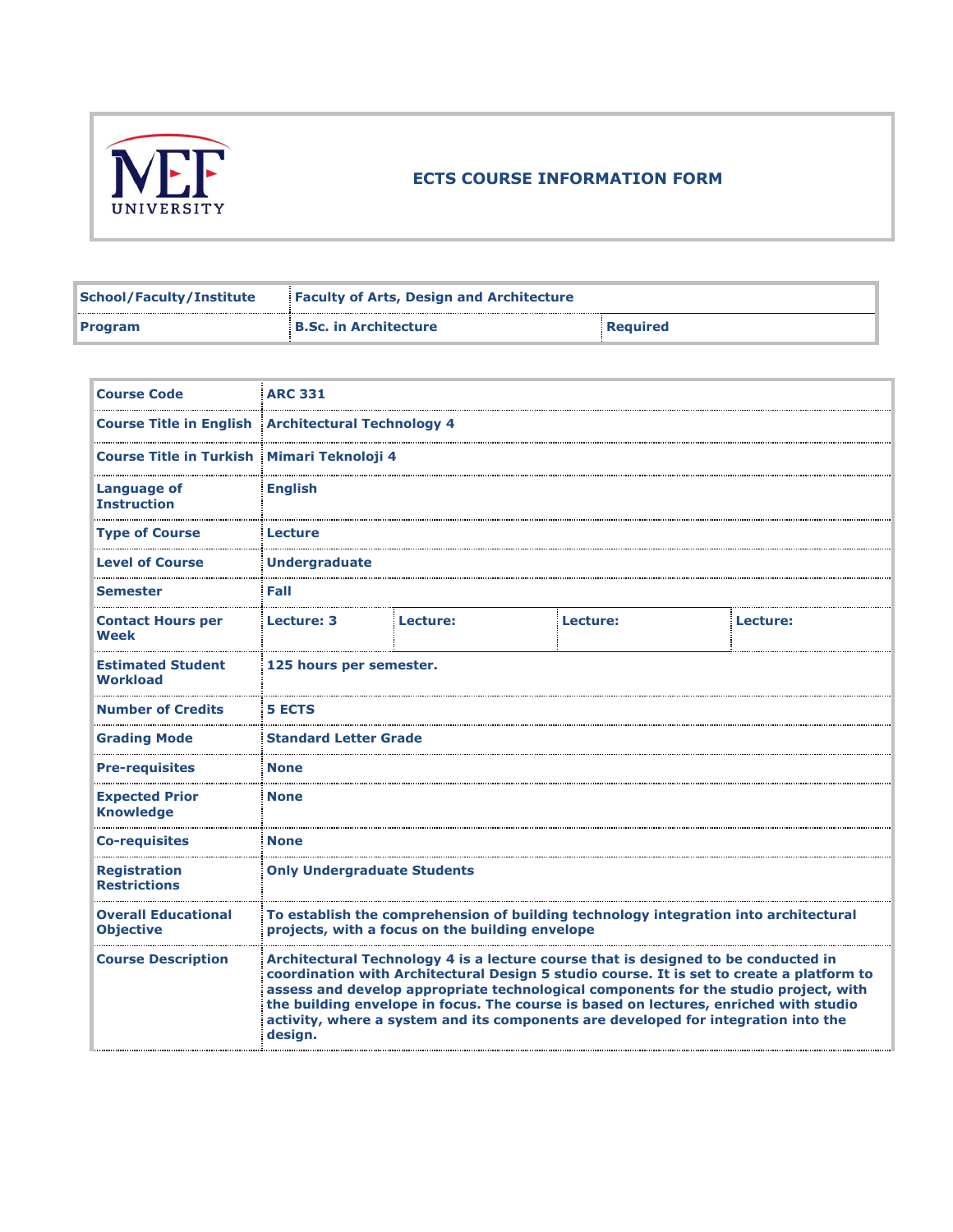MEF UNIVERSITY

# ECTS COURSE INFORMATION FORM

| School/Faculty/Institute | Faculty of Arts, Design and Architecture | |
|---|---|---|
| Program | B.Sc. in Architecture | Required |

| Course Code | ARC 331 | | | |
|---|---|---|---|---|
| Course Title in English | Architectural Technology 4 | | | |
| Course Title in Turkish | Mimari Teknoloji 4 | | | |
| Language of Instruction | English | | | |
| Type of Course | Lecture | | | |
| Level of Course | Undergraduate | | | |
| Semester | Fall | | | |
| Contact Hours per Week | Lecture: 3 | Lecture: | Lecture: | Lecture: |
| Estimated Student Workload | 125 hours per semester. | | | |
| Number of Credits | 5 ECTS | | | |
| Grading Mode | Standard Letter Grade | | | |
| Pre-requisites | None | | | |
| Expected Prior Knowledge | None | | | |
| Co-requisites | None | | | |
| Registration Restrictions | Only Undergraduate Students | | | |
| Overall Educational Objective | To establish the comprehension of building technology integration into architectural projects, with a focus on the building envelope | | | |
| Course Description | Architectural Technology 4 is a lecture course that is designed to be conducted in coordination with Architectural Design 5 studio course. It is set to create a platform to assess and develop appropriate technological components for the studio project, with the building envelope in focus. The course is based on lectures, enriched with studio activity, where a system and its components are developed for integration into the design. | | | |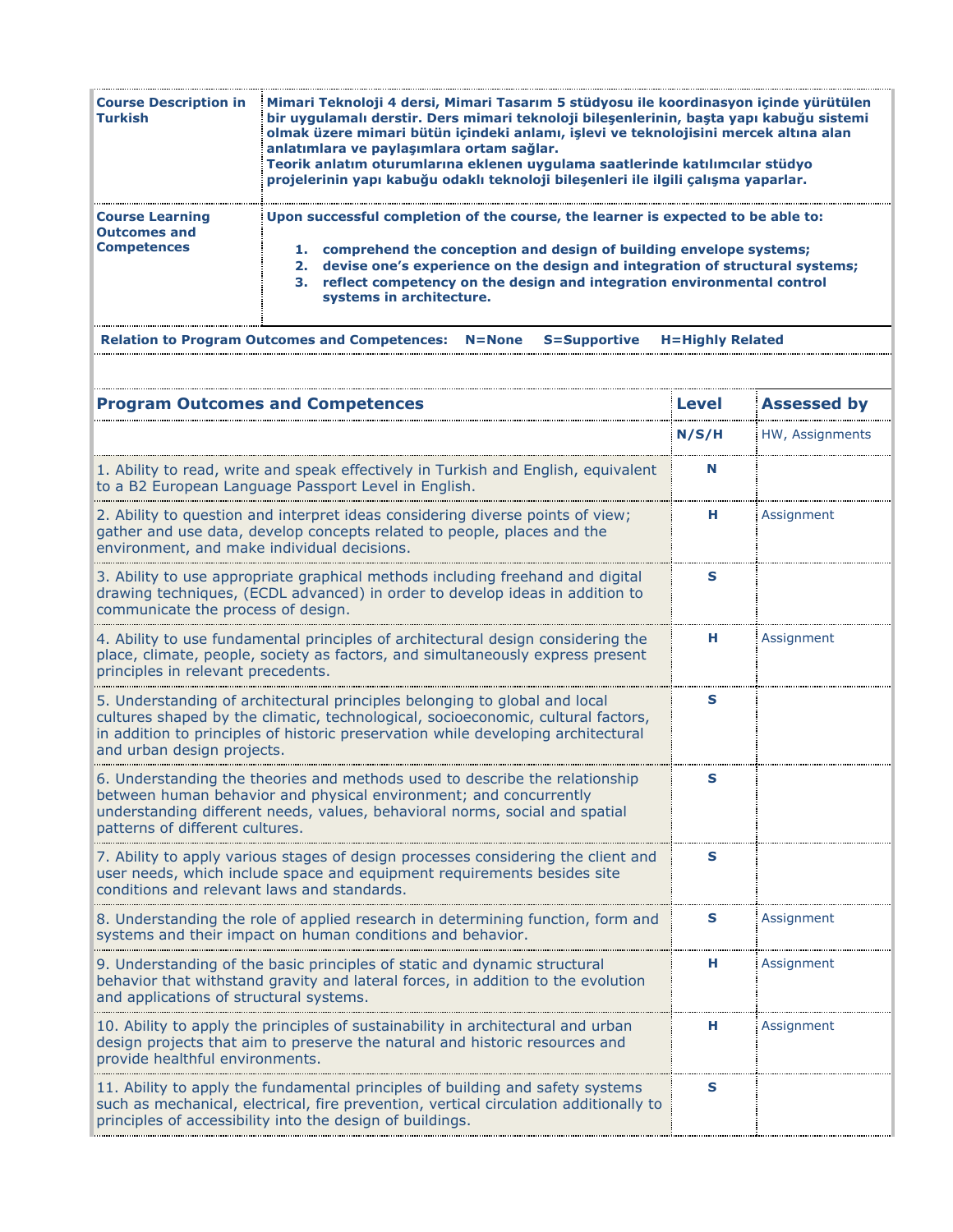| | |
|---|---|
| **Course Description in Turkish** | **Mimari Teknoloji 4 dersi, Mimari Tasarım 5 stüdyosu ile koordinasyon içinde yürütülen bir uygulamalı derstir. Ders mimari teknoloji bileşenlerinin, başta yapı kabuğu sistemi olmak üzere mimari bütün içindeki anlamı, işlevi ve teknolojisini mercek altına alan anlatımlara ve paylaşımlara ortam sağlar.<br>Teorik anlatım oturumlarına eklenen uygulama saatlerinde katılımcılar stüdyo projelerinin yapı kabuğu odaklı teknoloji bileşenleri ile ilgili çalışma yaparlar.** |
| **Course Learning Outcomes and Competences** | **Upon successful completion of the course, the learner is expected to be able to:<br><br>1. comprehend the conception and design of building envelope systems;<br>2. devise one's experience on the design and integration of structural systems;<br>3. reflect competency on the design and integration environmental control systems in architecture.** |

**Relation to Program Outcomes and Competences: N=None S=Supportive H=Highly Related**

| **Program Outcomes and Competences** | **Level** | **Assessed by** |
|---|---|---|
| | **N/S/H** | HW, Assignments |
| 1. Ability to read, write and speak effectively in Turkish and English, equivalent to a B2 European Language Passport Level in English. | **N** | |
| 2. Ability to question and interpret ideas considering diverse points of view; gather and use data, develop concepts related to people, places and the environment, and make individual decisions. | **H** | Assignment |
| 3. Ability to use appropriate graphical methods including freehand and digital drawing techniques, (ECDL advanced) in order to develop ideas in addition to communicate the process of design. | **S** | |
| 4. Ability to use fundamental principles of architectural design considering the place, climate, people, society as factors, and simultaneously express present principles in relevant precedents. | **H** | Assignment |
| 5. Understanding of architectural principles belonging to global and local cultures shaped by the climatic, technological, socioeconomic, cultural factors, in addition to principles of historic preservation while developing architectural and urban design projects. | **S** | |
| 6. Understanding the theories and methods used to describe the relationship between human behavior and physical environment; and concurrently understanding different needs, values, behavioral norms, social and spatial patterns of different cultures. | **S** | |
| 7. Ability to apply various stages of design processes considering the client and user needs, which include space and equipment requirements besides site conditions and relevant laws and standards. | **S** | |
| 8. Understanding the role of applied research in determining function, form and systems and their impact on human conditions and behavior. | **S** | Assignment |
| 9. Understanding of the basic principles of static and dynamic structural behavior that withstand gravity and lateral forces, in addition to the evolution and applications of structural systems. | **H** | Assignment |
| 10. Ability to apply the principles of sustainability in architectural and urban design projects that aim to preserve the natural and historic resources and provide healthful environments. | **H** | Assignment |
| 11. Ability to apply the fundamental principles of building and safety systems such as mechanical, electrical, fire prevention, vertical circulation additionally to principles of accessibility into the design of buildings. | **S** | |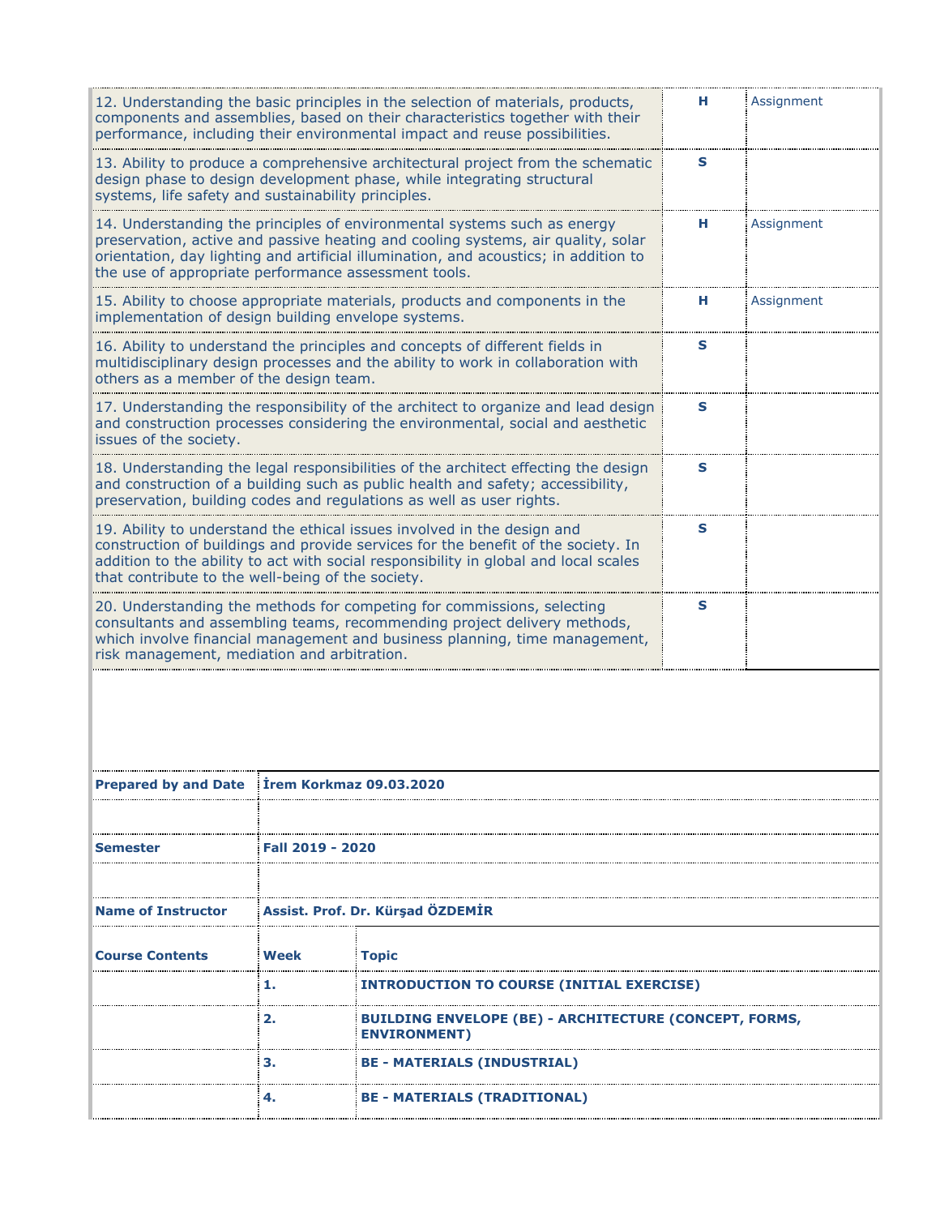| | | |
|---|---|---|
| 12. Understanding the basic principles in the selection of materials, products, components and assemblies, based on their characteristics together with their performance, including their environmental impact and reuse possibilities. | **H** | Assignment |
| 13. Ability to produce a comprehensive architectural project from the schematic design phase to design development phase, while integrating structural systems, life safety and sustainability principles. | **S** | |
| 14. Understanding the principles of environmental systems such as energy preservation, active and passive heating and cooling systems, air quality, solar orientation, day lighting and artificial illumination, and acoustics; in addition to the use of appropriate performance assessment tools. | **H** | Assignment |
| 15. Ability to choose appropriate materials, products and components in the implementation of design building envelope systems. | **H** | Assignment |
| 16. Ability to understand the principles and concepts of different fields in multidisciplinary design processes and the ability to work in collaboration with others as a member of the design team. | **S** | |
| 17. Understanding the responsibility of the architect to organize and lead design and construction processes considering the environmental, social and aesthetic issues of the society. | **S** | |
| 18. Understanding the legal responsibilities of the architect effecting the design and construction of a building such as public health and safety; accessibility, preservation, building codes and regulations as well as user rights. | **S** | |
| 19. Ability to understand the ethical issues involved in the design and construction of buildings and provide services for the benefit of the society. In addition to the ability to act with social responsibility in global and local scales that contribute to the well-being of the society. | **S** | |
| 20. Understanding the methods for competing for commissions, selecting consultants and assembling teams, recommending project delivery methods, which involve financial management and business planning, time management, risk management, mediation and arbitration. | **S** | |

| | | |
|---|---|---|
| **Prepared by and Date** | **İrem Korkmaz 09.03.2020** | |
| | | |
| **Semester** | **Fall 2019 - 2020** | |
| | | |
| **Name of Instructor** | **Assist. Prof. Dr. Kürşad ÖZDEMİR** | |
| **Course Contents** | **Week** | **Topic** |
| | **1.** | **INTRODUCTION TO COURSE (INITIAL EXERCISE)** |
| | **2.** | **BUILDING ENVELOPE (BE) - ARCHITECTURE (CONCEPT, FORMS, ENVIRONMENT)** |
| | **3.** | **BE - MATERIALS (INDUSTRIAL)** |
| | **4.** | **BE - MATERIALS (TRADITIONAL)** |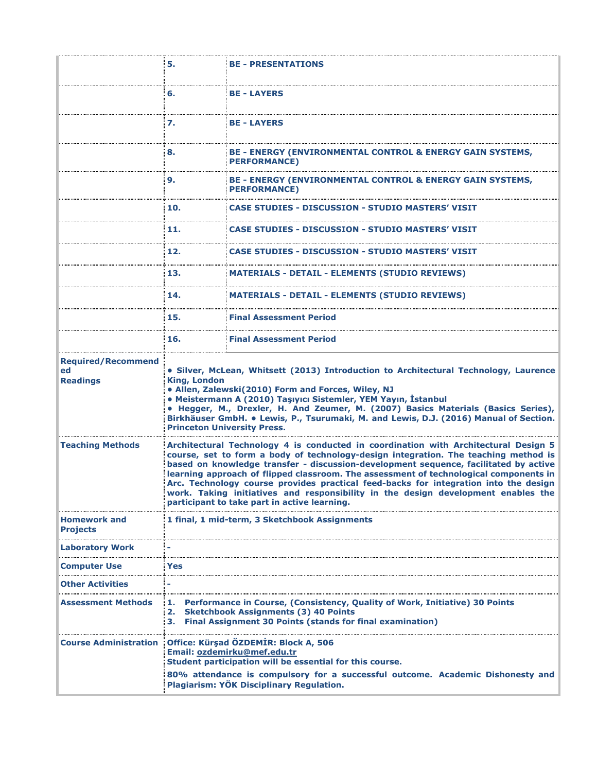| | | |
|---|---|---|
| | **5.** | **BE - PRESENTATIONS** |
| | **6.** | **BE - LAYERS** |
| | **7.** | **BE - LAYERS** |
| | **8.** | **BE - ENERGY (ENVIRONMENTAL CONTROL & ENERGY GAIN SYSTEMS, PERFORMANCE)** |
| | **9.** | **BE - ENERGY (ENVIRONMENTAL CONTROL & ENERGY GAIN SYSTEMS, PERFORMANCE)** |
| | **10.** | **CASE STUDIES - DISCUSSION - STUDIO MASTERS' VISIT** |
| | **11.** | **CASE STUDIES - DISCUSSION - STUDIO MASTERS' VISIT** |
| | **12.** | **CASE STUDIES - DISCUSSION - STUDIO MASTERS' VISIT** |
| | **13.** | **MATERIALS - DETAIL - ELEMENTS (STUDIO REVIEWS)** |
| | **14.** | **MATERIALS - DETAIL - ELEMENTS (STUDIO REVIEWS)** |
| | **15.** | **Final Assessment Period** |
| | **16.** | **Final Assessment Period** |

| | |
|---|---|
| **Required/Recommended Readings** | **• Silver, McLean, Whitsett (2013) Introduction to Architectural Technology, Laurence King, London**<br>**• Allen, Zalewski(2010) Form and Forces, Wiley, NJ**<br>**• Meistermann A (2010) Taşıyıcı Sistemler, YEM Yayın, İstanbul**<br>**• Hegger, M., Drexler, H. And Zeumer, M. (2007) Basics Materials (Basics Series), Birkhäuser GmbH. • Lewis, P., Tsurumaki, M. and Lewis, D.J. (2016) Manual of Section. Princeton University Press.** |
| **Teaching Methods** | **Architectural Technology 4 is conducted in coordination with Architectural Design 5 course, set to form a body of technology-design integration. The teaching method is based on knowledge transfer - discussion-development sequence, facilitated by active learning approach of flipped classroom. The assessment of technological components in Arc. Technology course provides practical feed-backs for integration into the design work. Taking initiatives and responsibility in the design development enables the participant to take part in active learning.** |
| **Homework and Projects** | **1 final, 1 mid-term, 3 Sketchbook Assignments** |
| **Laboratory Work** | **-** |
| **Computer Use** | **Yes** |
| **Other Activities** | **-** |
| **Assessment Methods** | **1. Performance in Course, (Consistency, Quality of Work, Initiative) 30 Points**<br>**2. Sketchbook Assignments (3) 40 Points**<br>**3. Final Assignment 30 Points (stands for final examination)** |
| **Course Administration** | **Office: Kürşad ÖZDEMİR: Block A, 506**<br>**Email: ozdemirku@mef.edu.tr**<br>**Student participation will be essential for this course.**<br>**80% attendance is compulsory for a successful outcome. Academic Dishonesty and Plagiarism: YÖK Disciplinary Regulation.** |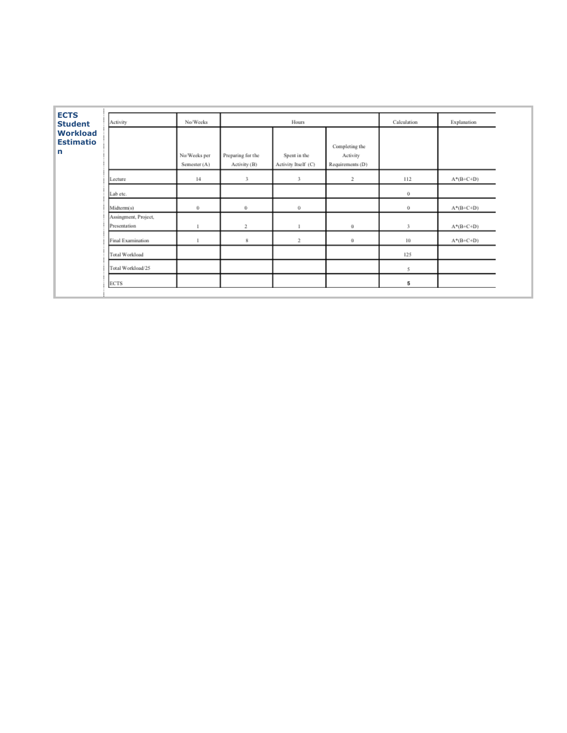**ECTS Student Workload Estimation**

| Activity | No/Weeks | Hours | | | Calculation | Explanation |
|---|---|---|---|---|---|---|
| | No/Weeks per Semester (A) | Preparing for the Activity (B) | Spent in the Activity Itself (C) | Completing the Activity Requirements (D) | | |
| Lecture | 14 | 3 | 3 | 2 | 112 | A*(B+C+D) |
| Lab etc. | | | | | 0 | |
| Midterm(s) | 0 | 0 | 0 | | 0 | A*(B+C+D) |
| Assingment, Project, Presentation | 1 | 2 | 1 | 0 | 3 | A*(B+C+D) |
| Final Examination | 1 | 8 | 2 | 0 | 10 | A*(B+C+D) |
| Total Workload | | | | | 125 | |
| Total Workload/25 | | | | | 5 | |
| ECTS | | | | | **5** | |